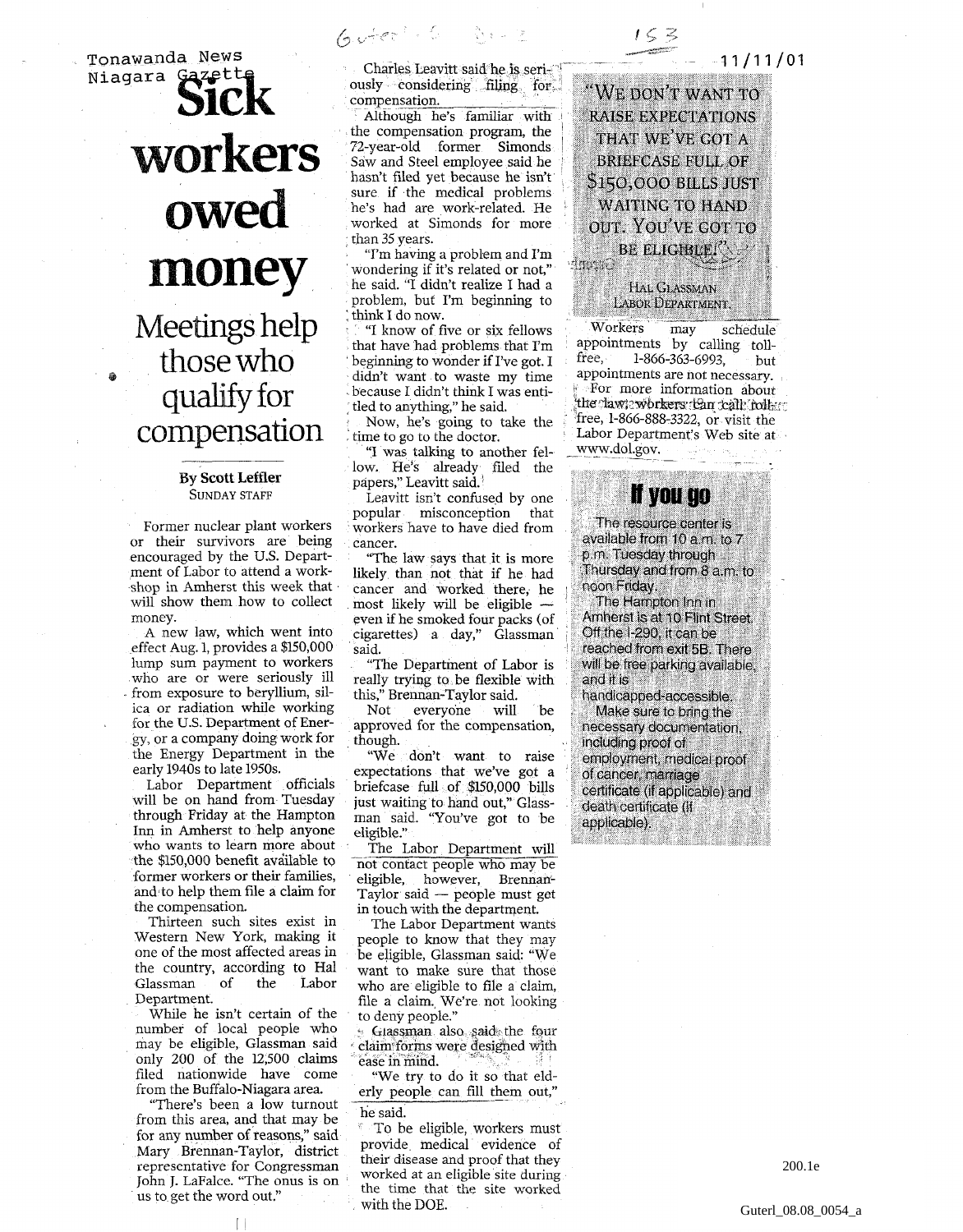Tonawanda News
Niagara Gazette

11/11/01

# Sick workers owed money

## Meetings help those who qualify for compensation

**By Scott Leffler**
SUNDAY STAFF

Former nuclear plant workers or their survivors are being encouraged by the U.S. Department of Labor to attend a workshop in Amherst this week that will show them how to collect money.

A new law, which went into effect Aug. 1, provides a $150,000 lump sum payment to workers who are or were seriously ill from exposure to beryllium, silica or radiation while working for the U.S. Department of Energy, or a company doing work for the Energy Department in the early 1940s to late 1950s.

Labor Department officials will be on hand from Tuesday through Friday at the Hampton Inn in Amherst to help anyone who wants to learn more about the $150,000 benefit available to former workers or their families, and to help them file a claim for the compensation.

Thirteen such sites exist in Western New York, making it one of the most affected areas in the country, according to Hal Glassman of the Labor Department.

While he isn't certain of the number of local people who may be eligible, Glassman said only 200 of the 12,500 claims filed nationwide have come from the Buffalo-Niagara area.

"There's been a low turnout from this area, and that may be for any number of reasons," said Mary Brennan-Taylor, district representative for Congressman John J. LaFalce. "The onus is on us to get the word out."

Charles Leavitt said he is seriously considering filing for compensation.

Although he's familiar with the compensation program, the 72-year-old former Simonds Saw and Steel employee said he hasn't filed yet because he isn't sure if the medical problems he's had are work-related. He worked at Simonds for more than 35 years.

"I'm having a problem and I'm wondering if it's related or not," he said. "I didn't realize I had a problem, but I'm beginning to think I do now.

"I know of five or six fellows that have had problems that I'm beginning to wonder if I've got. I didn't want to waste my time because I didn't think I was entitled to anything," he said.

Now, he's going to take the time to go to the doctor.

"I was talking to another fellow. He's already filed the papers," Leavitt said.

Leavitt isn't confused by one popular misconception that workers have to have died from cancer.

"The law says that it is more likely than not that if he had cancer and worked there, he most likely will be eligible — even if he smoked four packs (of cigarettes) a day," Glassman said.

"The Department of Labor is really trying to be flexible with this," Brennan-Taylor said.

Not everyone will be approved for the compensation, though.

"We don't want to raise expectations that we've got a briefcase full of $150,000 bills just waiting to hand out," Glassman said. "You've got to be eligible."

The Labor Department will not contact people who may be eligible, however, Brennan-Taylor said — people must get in touch with the department.

The Labor Department wants people to know that they may be eligible, Glassman said: "We want to make sure that those who are eligible to file a claim, file a claim. We're not looking to deny people."

Glassman also said the four claim forms were designed with ease in mind.

"We try to do it so that elderly people can fill them out," he said.

To be eligible, workers must provide medical evidence of their disease and proof that they worked at an eligible site during the time that the site worked with the DOE.

> "WE DON'T WANT TO RAISE EXPECTATIONS THAT WE'VE GOT A BRIEFCASE FULL OF $150,000 BILLS JUST WAITING TO HAND OUT. YOU'VE GOT TO BE ELIGIBLE."
>
> HAL GLASSMAN
> LABOR DEPARTMENT

Workers may schedule appointments by calling toll-free, 1-866-363-6993, but appointments are not necessary.

For more information about the law, workers can call toll-free, 1-866-888-3322, or visit the Labor Department's Web site at www.dol.gov.

### If you go

The resource center is available from 10 a.m. to 7 p.m. Tuesday through Thursday and from 8 a.m. to noon Friday.

The Hampton Inn in Amherst is at 10 Flint Street. Off the I-290, it can be reached from exit 5B. There will be free parking available, and it is handicapped-accessible.

Make sure to bring the necessary documentation, including proof of employment, medical proof of cancer, marriage certificate (if applicable) and death certificate (if applicable).

200.1e

Guterl_08.08_0054_a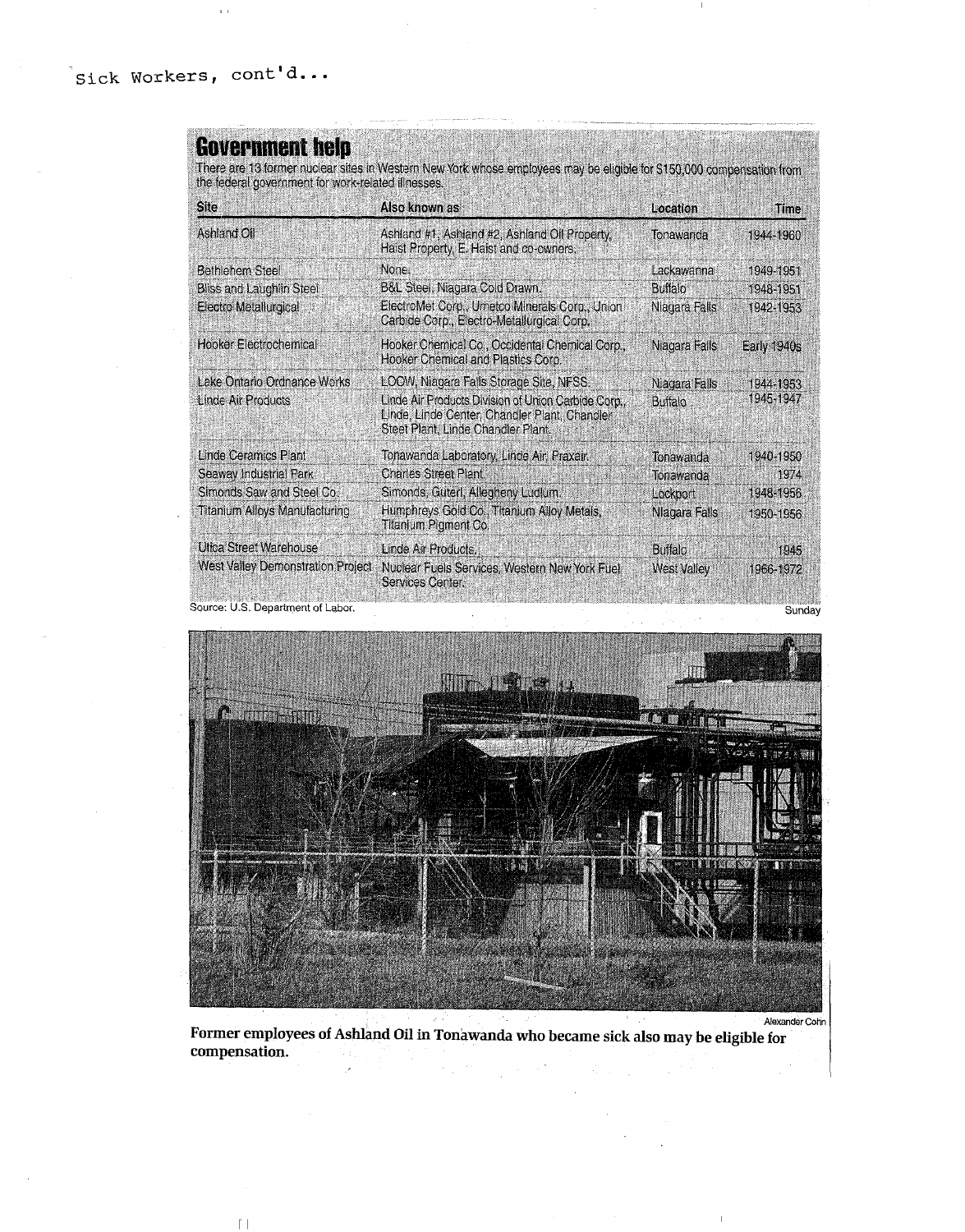Sick Workers, cont'd...

## Government help

There are 13 former nuclear sites in Western New York whose employees may be eligible for $150,000 compensation from the federal government for work-related illnesses.

| Site | Also known as | Location | Time |
|---|---|---|---|
| Ashland Oil | Ashland #1, Ashland #2, Ashland Oil Property, Haist Property, E. Haist and co-owners. | Tonawanda | 1944-1960 |
| Bethlehem Steel | None. | Lackawanna | 1949-1951 |
| Bliss and Laughlin Steel | B&L Steel, Niagara Cold Drawn. | Buffalo | 1948-1951 |
| Electro Metallurgical | ElectroMet Corp., Umetco Minerals Corp., Union Carbide Corp., Electro-Metallurgical Corp. | Niagara Falls | 1942-1953 |
| Hooker Electrochemical | Hooker Chemical Co., Occidental Chemical Corp., Hooker Chemical and Plastics Corp. | Niagara Falls | Early 1940s |
| Lake Ontario Ordnance Works | LOOW, Niagara Falls Storage Site, NFSS. | Niagara Falls | 1944-1953 |
| Linde Air Products | Linde Air Products Division of Union Carbide Corp., Linde, Linde Center, Chandler Plant, Chandler Steel Plant, Linde Chandler Plant. | Buffalo | 1945-1947 |
| Linde Ceramics Plant | Tonawanda Laboratory, Linde Air, Praxair. | Tonawanda | 1940-1950 |
| Seaway Industrial Park | Charles Street Plant. | Tonawanda | 1974 |
| Simonds Saw and Steel Co. | Simonds, Guterl, Allegheny Ludlum. | Lockport | 1948-1956 |
| Titanium Alloys Manufacturing | Humphreys Gold Co., Titanium Alloy Metals, Titanium Pigment Co. | Niagara Falls | 1950-1956 |
| Utica Street Warehouse | Linde Air Products. | Buffalo | 1945 |
| West Valley Demonstration Project | Nuclear Fuels Services, Western New York Fuel Services Center. | West Valley | 1966-1972 |

Source: U.S. Department of Labor.

Sunday

Alexander Cohn

**Former employees of Ashland Oil in Tonawanda who became sick also may be eligible for compensation.**